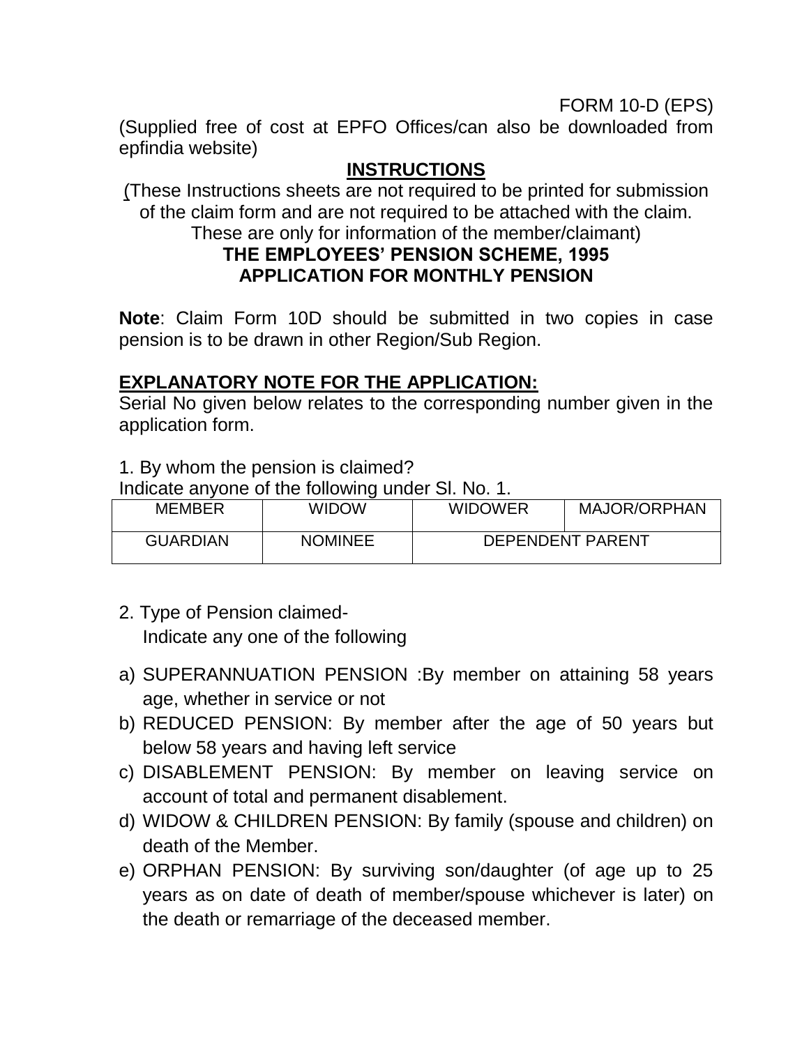FORM 10-D (EPS)

(Supplied free of cost at EPFO Offices/can also be downloaded from epfindia website)

## INSTRUCTIONS

(These Instructions sheets are not required to be printed for submission of the claim form and are not required to be attached with the claim. These are only for information of the member/claimant)

## THE EMPLOYEES' PENSION SCHEME, 1995
## APPLICATION FOR MONTHLY PENSION

**Note**: Claim Form 10D should be submitted in two copies in case pension is to be drawn in other Region/Sub Region.

### EXPLANATORY NOTE FOR THE APPLICATION:

Serial No given below relates to the corresponding number given in the application form.

1. By whom the pension is claimed?

Indicate anyone of the following under Sl. No. 1.

| MEMBER | WIDOW | WIDOWER | MAJOR/ORPHAN |
|---|---|---|---|
| GUARDIAN | NOMINEE | DEPENDENT PARENT | |

2. Type of Pension claimed-

   Indicate any one of the following

a) SUPERANNUATION PENSION :By member on attaining 58 years age, whether in service or not
b) REDUCED PENSION: By member after the age of 50 years but below 58 years and having left service
c) DISABLEMENT PENSION: By member on leaving service on account of total and permanent disablement.
d) WIDOW & CHILDREN PENSION: By family (spouse and children) on death of the Member.
e) ORPHAN PENSION: By surviving son/daughter (of age up to 25 years as on date of death of member/spouse whichever is later) on the death or remarriage of the deceased member.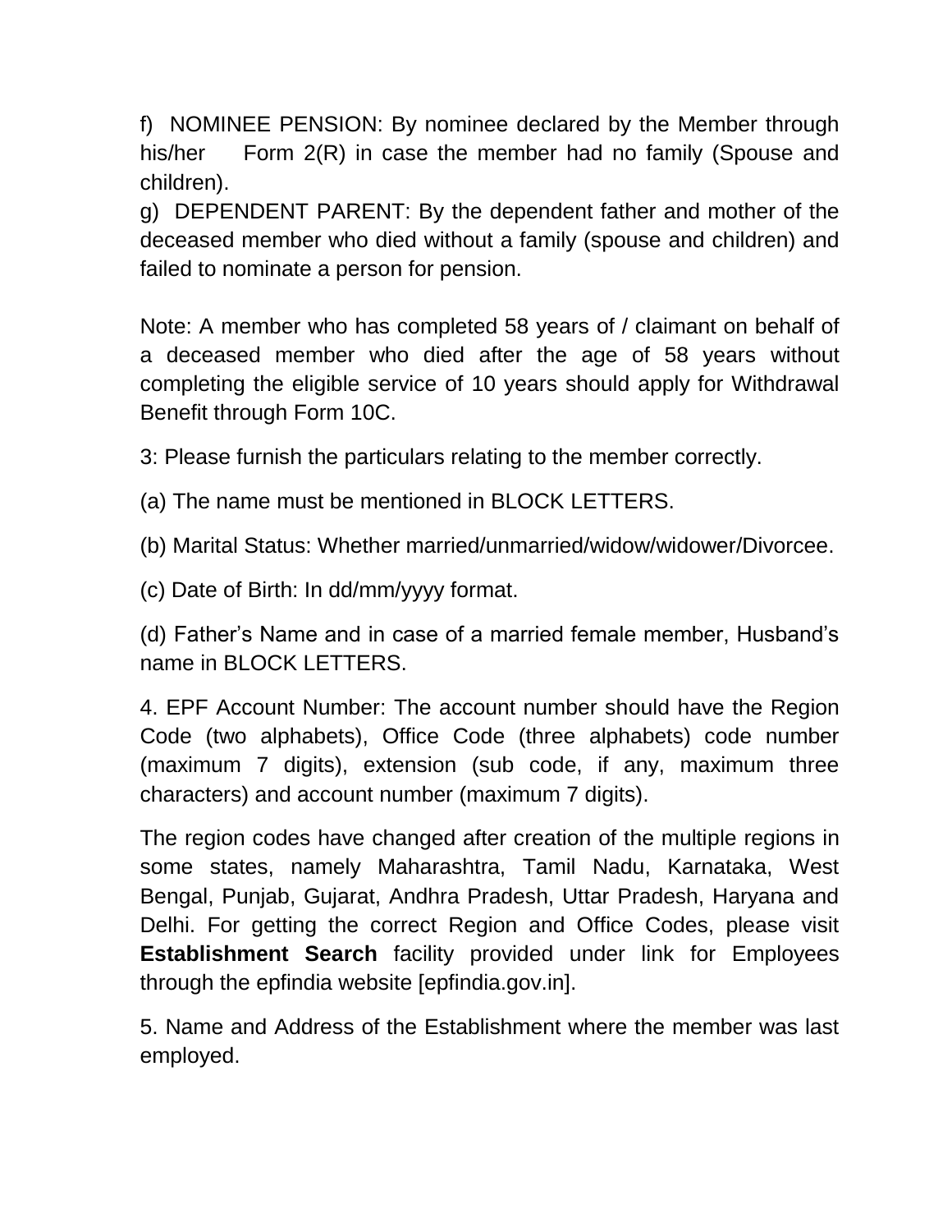f) NOMINEE PENSION: By nominee declared by the Member through his/her Form 2(R) in case the member had no family (Spouse and children).

g) DEPENDENT PARENT: By the dependent father and mother of the deceased member who died without a family (spouse and children) and failed to nominate a person for pension.

Note: A member who has completed 58 years of / claimant on behalf of a deceased member who died after the age of 58 years without completing the eligible service of 10 years should apply for Withdrawal Benefit through Form 10C.

3: Please furnish the particulars relating to the member correctly.

(a) The name must be mentioned in BLOCK LETTERS.

(b) Marital Status: Whether married/unmarried/widow/widower/Divorcee.

(c) Date of Birth: In dd/mm/yyyy format.

(d) Father's Name and in case of a married female member, Husband's name in BLOCK LETTERS.

4. EPF Account Number: The account number should have the Region Code (two alphabets), Office Code (three alphabets) code number (maximum 7 digits), extension (sub code, if any, maximum three characters) and account number (maximum 7 digits).

The region codes have changed after creation of the multiple regions in some states, namely Maharashtra, Tamil Nadu, Karnataka, West Bengal, Punjab, Gujarat, Andhra Pradesh, Uttar Pradesh, Haryana and Delhi. For getting the correct Region and Office Codes, please visit **Establishment Search** facility provided under link for Employees through the epfindia website [epfindia.gov.in].

5. Name and Address of the Establishment where the member was last employed.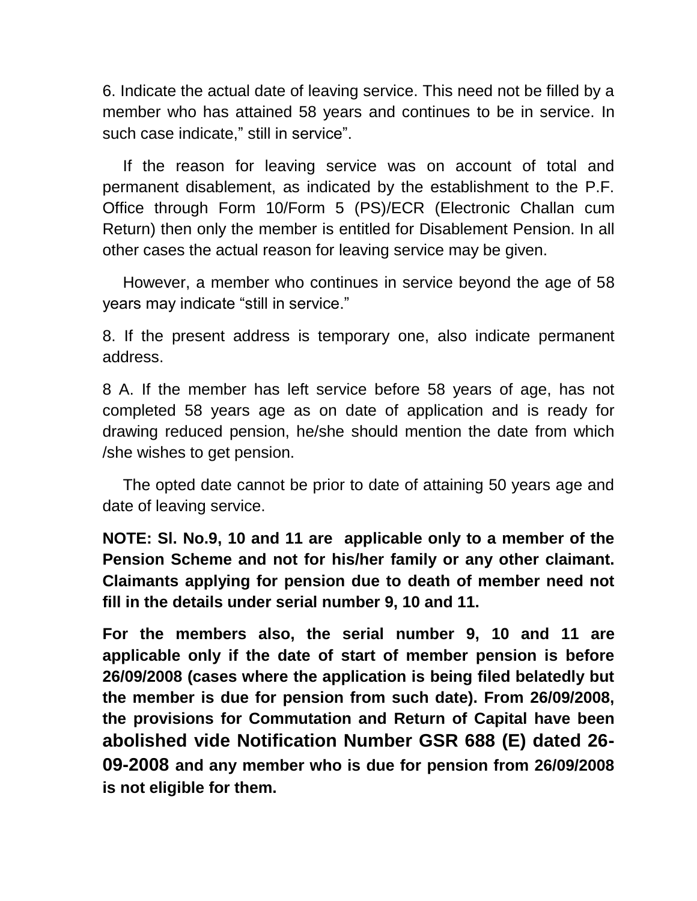6. Indicate the actual date of leaving service. This need not be filled by a member who has attained 58 years and continues to be in service. In such case indicate," still in service".

If the reason for leaving service was on account of total and permanent disablement, as indicated by the establishment to the P.F. Office through Form 10/Form 5 (PS)/ECR (Electronic Challan cum Return) then only the member is entitled for Disablement Pension. In all other cases the actual reason for leaving service may be given.

However, a member who continues in service beyond the age of 58 years may indicate "still in service."

8. If the present address is temporary one, also indicate permanent address.

8 A. If the member has left service before 58 years of age, has not completed 58 years age as on date of application and is ready for drawing reduced pension, he/she should mention the date from which /she wishes to get pension.

The opted date cannot be prior to date of attaining 50 years age and date of leaving service.

**NOTE: Sl. No.9, 10 and 11 are applicable only to a member of the Pension Scheme and not for his/her family or any other claimant. Claimants applying for pension due to death of member need not fill in the details under serial number 9, 10 and 11.**

**For the members also, the serial number 9, 10 and 11 are applicable only if the date of start of member pension is before 26/09/2008 (cases where the application is being filed belatedly but the member is due for pension from such date). From 26/09/2008, the provisions for Commutation and Return of Capital have been abolished vide Notification Number GSR 688 (E) dated 26-09-2008 and any member who is due for pension from 26/09/2008 is not eligible for them.**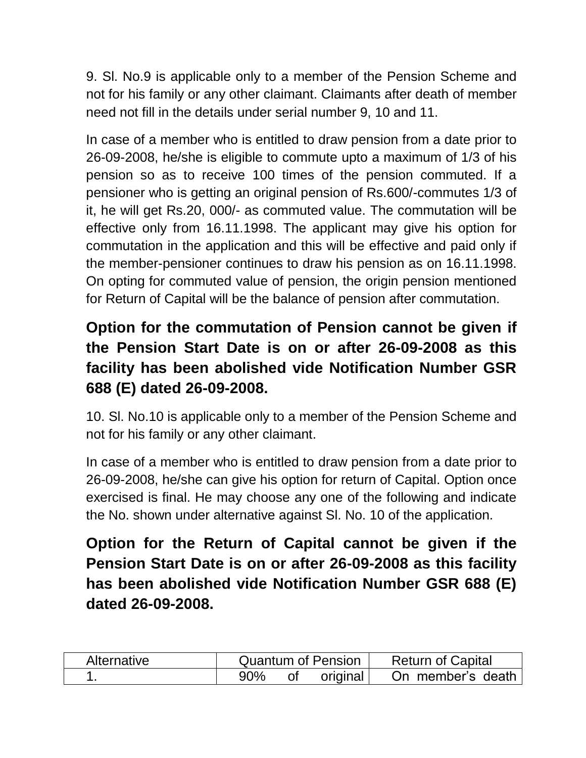9. Sl. No.9 is applicable only to a member of the Pension Scheme and not for his family or any other claimant. Claimants after death of member need not fill in the details under serial number 9, 10 and 11.

In case of a member who is entitled to draw pension from a date prior to 26-09-2008, he/she is eligible to commute upto a maximum of 1/3 of his pension so as to receive 100 times of the pension commuted. If a pensioner who is getting an original pension of Rs.600/-commutes 1/3 of it, he will get Rs.20, 000/- as commuted value. The commutation will be effective only from 16.11.1998. The applicant may give his option for commutation in the application and this will be effective and paid only if the member-pensioner continues to draw his pension as on 16.11.1998. On opting for commuted value of pension, the origin pension mentioned for Return of Capital will be the balance of pension after commutation.

**Option for the commutation of Pension cannot be given if the Pension Start Date is on or after 26-09-2008 as this facility has been abolished vide Notification Number GSR 688 (E) dated 26-09-2008.**

10. Sl. No.10 is applicable only to a member of the Pension Scheme and not for his family or any other claimant.

In case of a member who is entitled to draw pension from a date prior to 26-09-2008, he/she can give his option for return of Capital. Option once exercised is final. He may choose any one of the following and indicate the No. shown under alternative against Sl. No. 10 of the application.

**Option for the Return of Capital cannot be given if the Pension Start Date is on or after 26-09-2008 as this facility has been abolished vide Notification Number GSR 688 (E) dated 26-09-2008.**

| Alternative | Quantum of Pension | Return of Capital |
|---|---|---|
| 1. | 90% of original | On member's death |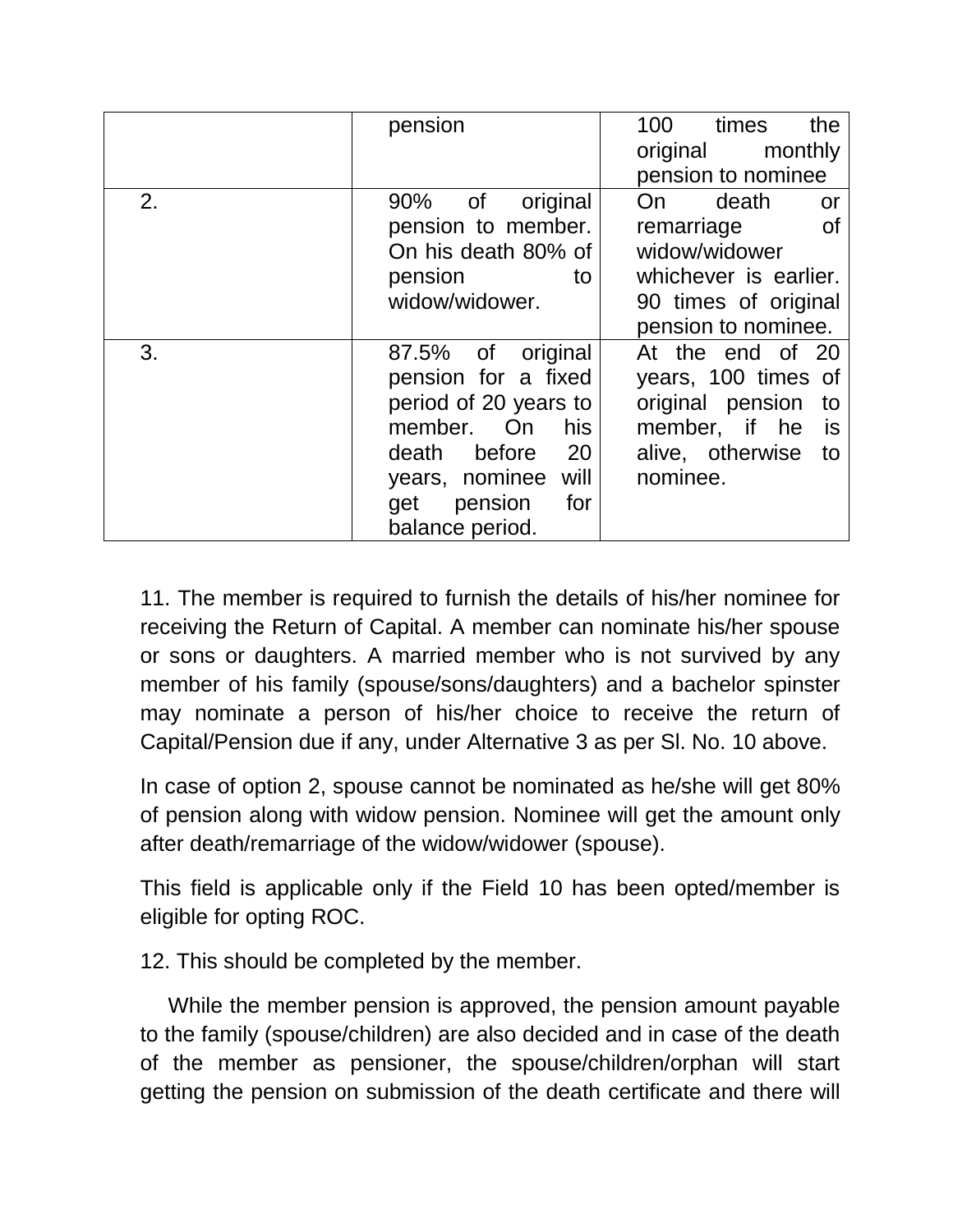| | pension | 100 times the original monthly pension to nominee |
|---|---|---|
| 2. | 90% of original pension to member. On his death 80% of pension to widow/widower. | On death or remarriage of widow/widower whichever is earlier. 90 times of original pension to nominee. |
| 3. | 87.5% of original pension for a fixed period of 20 years to member. On his death before 20 years, nominee will get pension for balance period. | At the end of 20 years, 100 times of original pension to member, if he is alive, otherwise to nominee. |

11. The member is required to furnish the details of his/her nominee for receiving the Return of Capital. A member can nominate his/her spouse or sons or daughters. A married member who is not survived by any member of his family (spouse/sons/daughters) and a bachelor spinster may nominate a person of his/her choice to receive the return of Capital/Pension due if any, under Alternative 3 as per Sl. No. 10 above.

In case of option 2, spouse cannot be nominated as he/she will get 80% of pension along with widow pension. Nominee will get the amount only after death/remarriage of the widow/widower (spouse).

This field is applicable only if the Field 10 has been opted/member is eligible for opting ROC.

12. This should be completed by the member.

While the member pension is approved, the pension amount payable to the family (spouse/children) are also decided and in case of the death of the member as pensioner, the spouse/children/orphan will start getting the pension on submission of the death certificate and there will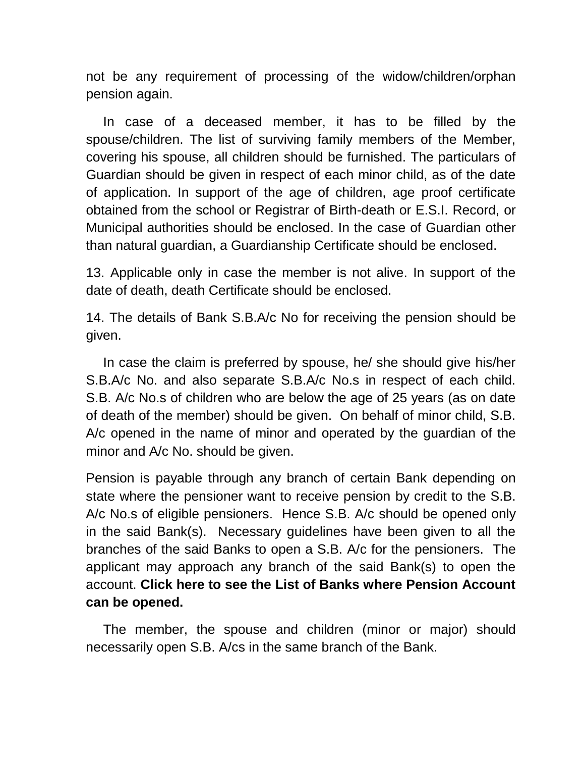not be any requirement of processing of the widow/children/orphan pension again.

In case of a deceased member, it has to be filled by the spouse/children. The list of surviving family members of the Member, covering his spouse, all children should be furnished. The particulars of Guardian should be given in respect of each minor child, as of the date of application. In support of the age of children, age proof certificate obtained from the school or Registrar of Birth-death or E.S.I. Record, or Municipal authorities should be enclosed. In the case of Guardian other than natural guardian, a Guardianship Certificate should be enclosed.

13. Applicable only in case the member is not alive. In support of the date of death, death Certificate should be enclosed.

14. The details of Bank S.B.A/c No for receiving the pension should be given.

In case the claim is preferred by spouse, he/ she should give his/her S.B.A/c No. and also separate S.B.A/c No.s in respect of each child. S.B. A/c No.s of children who are below the age of 25 years (as on date of death of the member) should be given. On behalf of minor child, S.B. A/c opened in the name of minor and operated by the guardian of the minor and A/c No. should be given.

Pension is payable through any branch of certain Bank depending on state where the pensioner want to receive pension by credit to the S.B. A/c No.s of eligible pensioners. Hence S.B. A/c should be opened only in the said Bank(s). Necessary guidelines have been given to all the branches of the said Banks to open a S.B. A/c for the pensioners. The applicant may approach any branch of the said Bank(s) to open the account. **Click here to see the List of Banks where Pension Account can be opened.**

The member, the spouse and children (minor or major) should necessarily open S.B. A/cs in the same branch of the Bank.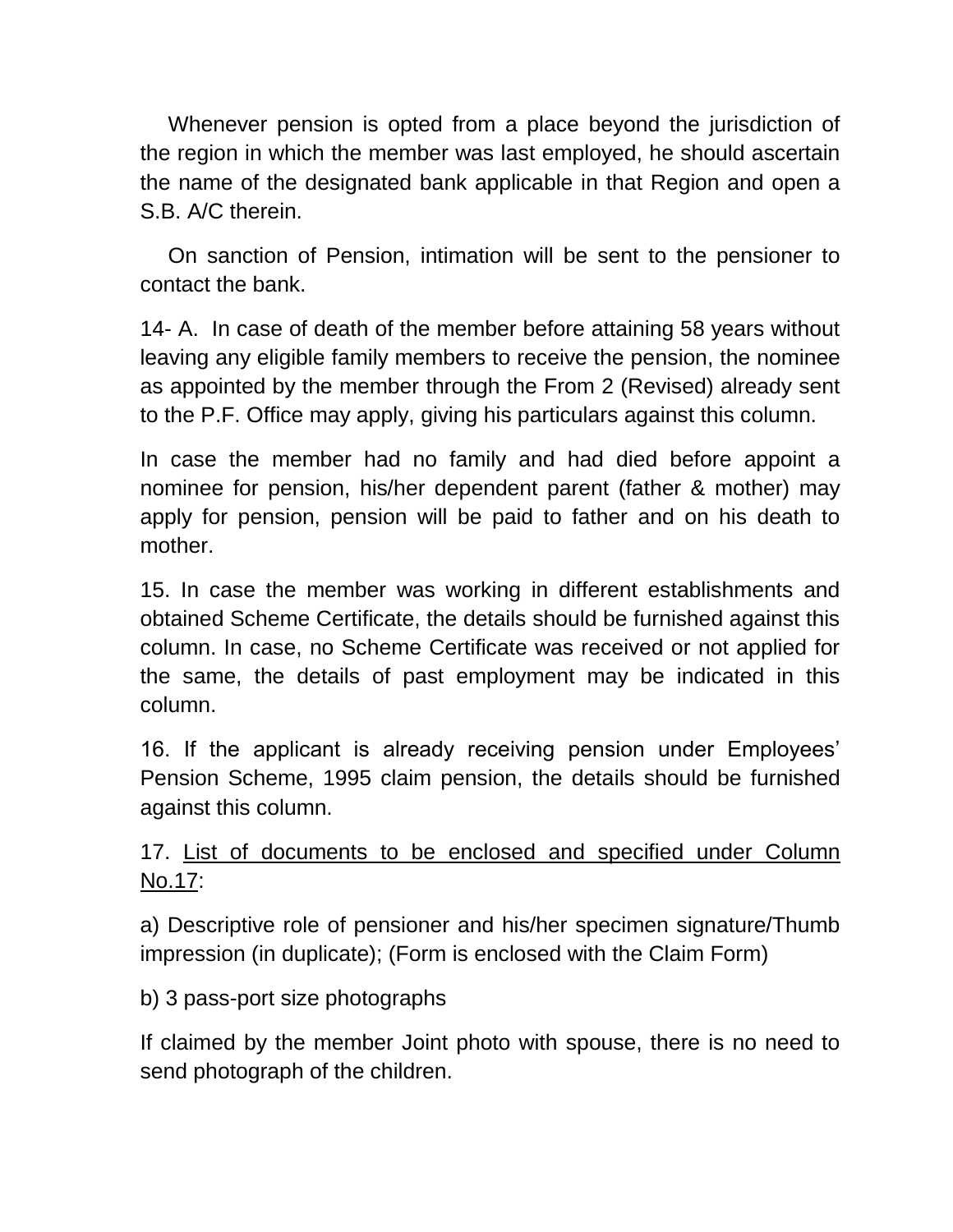Whenever pension is opted from a place beyond the jurisdiction of the region in which the member was last employed, he should ascertain the name of the designated bank applicable in that Region and open a S.B. A/C therein.

On sanction of Pension, intimation will be sent to the pensioner to contact the bank.

14- A. In case of death of the member before attaining 58 years without leaving any eligible family members to receive the pension, the nominee as appointed by the member through the From 2 (Revised) already sent to the P.F. Office may apply, giving his particulars against this column.

In case the member had no family and had died before appoint a nominee for pension, his/her dependent parent (father & mother) may apply for pension, pension will be paid to father and on his death to mother.

15. In case the member was working in different establishments and obtained Scheme Certificate, the details should be furnished against this column. In case, no Scheme Certificate was received or not applied for the same, the details of past employment may be indicated in this column.

16. If the applicant is already receiving pension under Employees' Pension Scheme, 1995 claim pension, the details should be furnished against this column.

17. <u>List of documents to be enclosed and specified under Column No.17</u>:

a) Descriptive role of pensioner and his/her specimen signature/Thumb impression (in duplicate); (Form is enclosed with the Claim Form)

b) 3 pass-port size photographs

If claimed by the member Joint photo with spouse, there is no need to send photograph of the children.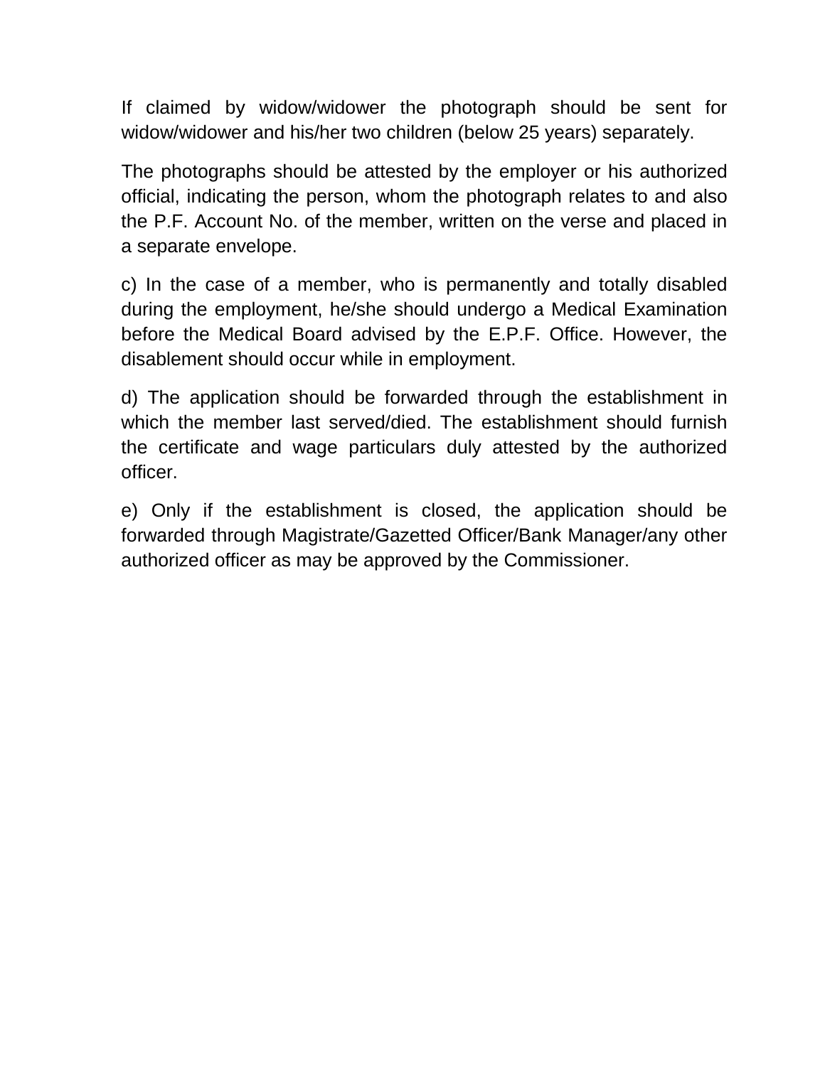If claimed by widow/widower the photograph should be sent for widow/widower and his/her two children (below 25 years) separately.

The photographs should be attested by the employer or his authorized official, indicating the person, whom the photograph relates to and also the P.F. Account No. of the member, written on the verse and placed in a separate envelope.

c) In the case of a member, who is permanently and totally disabled during the employment, he/she should undergo a Medical Examination before the Medical Board advised by the E.P.F. Office. However, the disablement should occur while in employment.

d) The application should be forwarded through the establishment in which the member last served/died. The establishment should furnish the certificate and wage particulars duly attested by the authorized officer.

e) Only if the establishment is closed, the application should be forwarded through Magistrate/Gazetted Officer/Bank Manager/any other authorized officer as may be approved by the Commissioner.